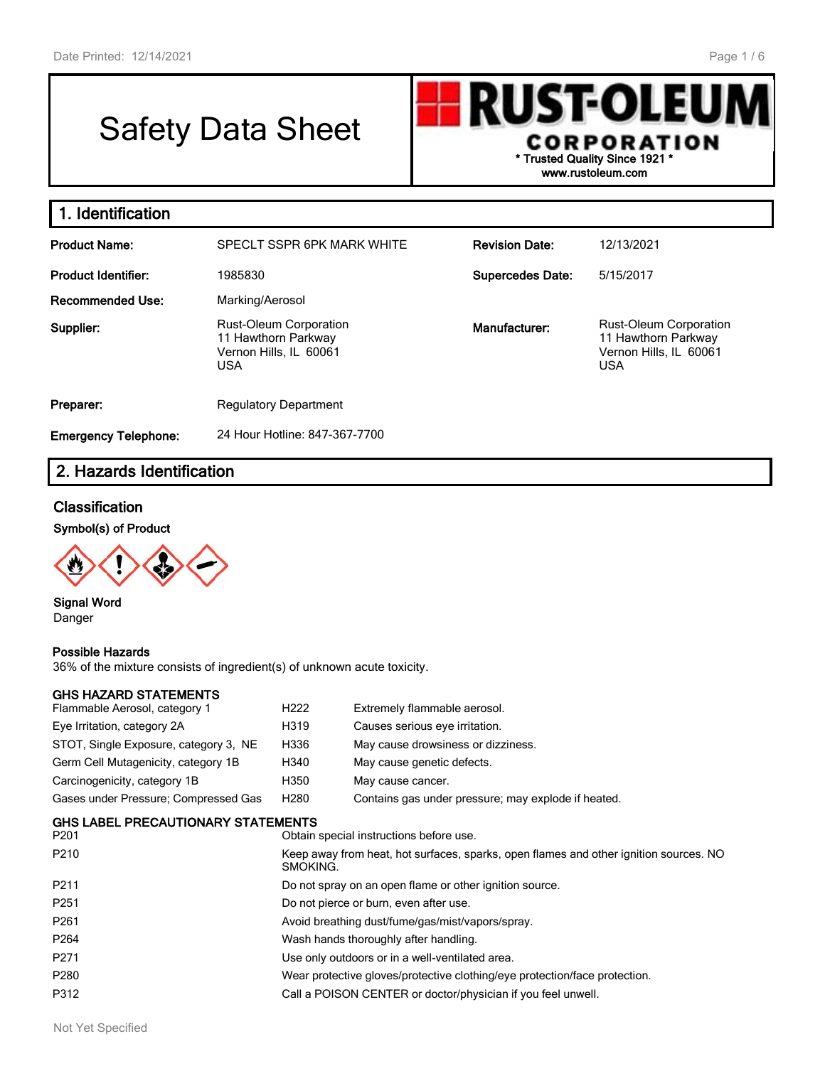# Safety Data Sheet

**RUST-OLEUM CORPORATION**
\* Trusted Quality Since 1921 \*
www.rustoleum.com

## 1. Identification

| | | | |
|---|---|---|---|
| **Product Name:** | SPECLT SSPR 6PK MARK WHITE | **Revision Date:** | 12/13/2021 |
| **Product Identifier:** | 1985830 | **Supercedes Date:** | 5/15/2017 |
| **Recommended Use:** | Marking/Aerosol | | |
| **Supplier:** | Rust-Oleum Corporation<br>11 Hawthorn Parkway<br>Vernon Hills, IL 60061<br>USA | **Manufacturer:** | Rust-Oleum Corporation<br>11 Hawthorn Parkway<br>Vernon Hills, IL 60061<br>USA |
| **Preparer:** | Regulatory Department | | |
| **Emergency Telephone:** | 24 Hour Hotline: 847-367-7700 | | |

## 2. Hazards Identification

### Classification

**Symbol(s) of Product**

**Signal Word**
Danger

**Possible Hazards**
36% of the mixture consists of ingredient(s) of unknown acute toxicity.

**GHS HAZARD STATEMENTS**

| | | |
|---|---|---|
| Flammable Aerosol, category 1 | H222 | Extremely flammable aerosol. |
| Eye Irritation, category 2A | H319 | Causes serious eye irritation. |
| STOT, Single Exposure, category 3, NE | H336 | May cause drowsiness or dizziness. |
| Germ Cell Mutagenicity, category 1B | H340 | May cause genetic defects. |
| Carcinogenicity, category 1B | H350 | May cause cancer. |
| Gases under Pressure; Compressed Gas | H280 | Contains gas under pressure; may explode if heated. |

**GHS LABEL PRECAUTIONARY STATEMENTS**

| | |
|---|---|
| P201 | Obtain special instructions before use. |
| P210 | Keep away from heat, hot surfaces, sparks, open flames and other ignition sources. NO SMOKING. |
| P211 | Do not spray on an open flame or other ignition source. |
| P251 | Do not pierce or burn, even after use. |
| P261 | Avoid breathing dust/fume/gas/mist/vapors/spray. |
| P264 | Wash hands thoroughly after handling. |
| P271 | Use only outdoors or in a well-ventilated area. |
| P280 | Wear protective gloves/protective clothing/eye protection/face protection. |
| P312 | Call a POISON CENTER or doctor/physician if you feel unwell. |

Not Yet Specified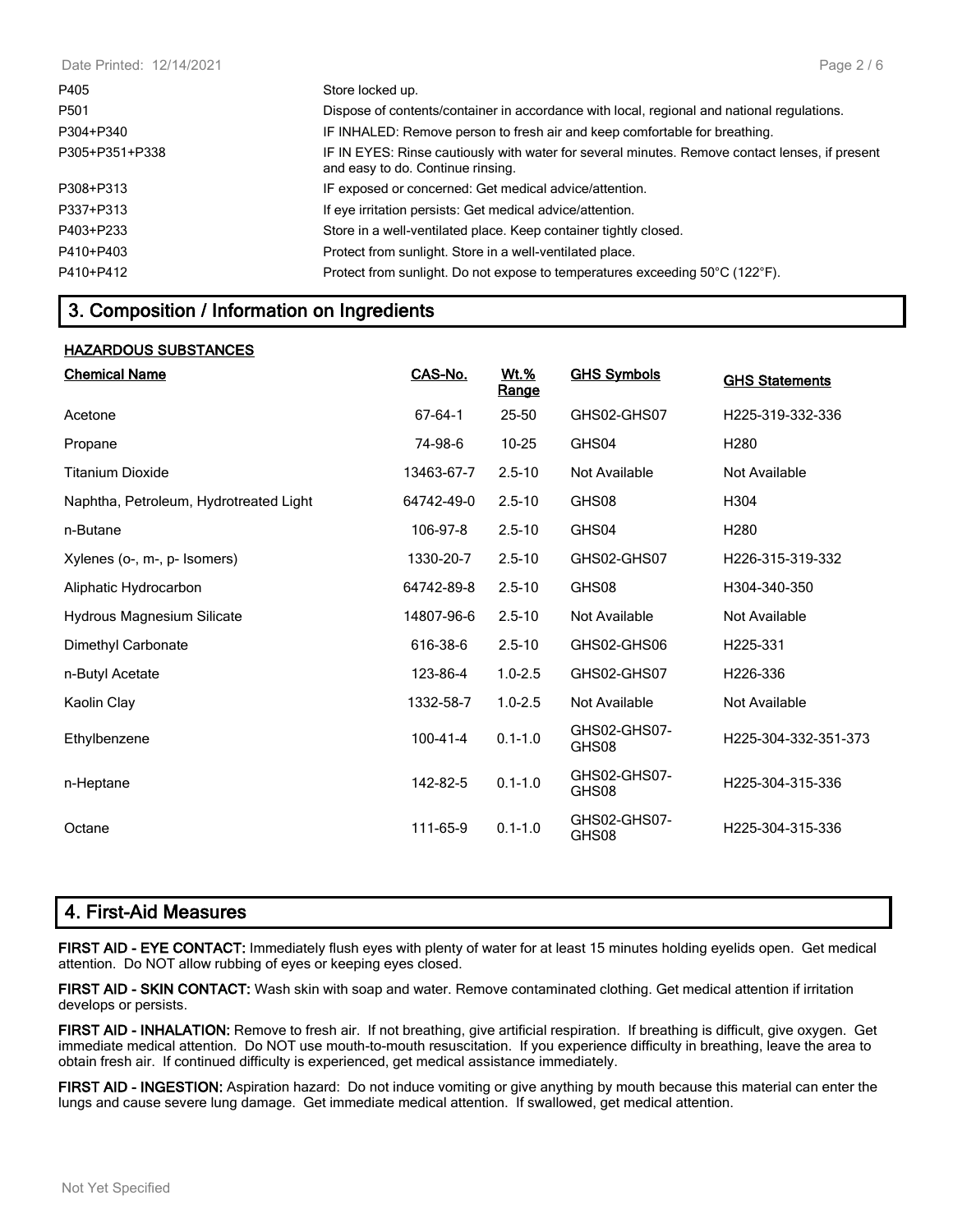| | |
|---|---|
| P405 | Store locked up. |
| P501 | Dispose of contents/container in accordance with local, regional and national regulations. |
| P304+P340 | IF INHALED: Remove person to fresh air and keep comfortable for breathing. |
| P305+P351+P338 | IF IN EYES: Rinse cautiously with water for several minutes. Remove contact lenses, if present and easy to do. Continue rinsing. |
| P308+P313 | IF exposed or concerned: Get medical advice/attention. |
| P337+P313 | If eye irritation persists: Get medical advice/attention. |
| P403+P233 | Store in a well-ventilated place. Keep container tightly closed. |
| P410+P403 | Protect from sunlight. Store in a well-ventilated place. |
| P410+P412 | Protect from sunlight. Do not expose to temperatures exceeding 50°C (122°F). |

## 3. Composition / Information on Ingredients

**HAZARDOUS SUBSTANCES**

| Chemical Name | CAS-No. | Wt.% Range | GHS Symbols | GHS Statements |
|---|---|---|---|---|
| Acetone | 67-64-1 | 25-50 | GHS02-GHS07 | H225-319-332-336 |
| Propane | 74-98-6 | 10-25 | GHS04 | H280 |
| Titanium Dioxide | 13463-67-7 | 2.5-10 | Not Available | Not Available |
| Naphtha, Petroleum, Hydrotreated Light | 64742-49-0 | 2.5-10 | GHS08 | H304 |
| n-Butane | 106-97-8 | 2.5-10 | GHS04 | H280 |
| Xylenes (o-, m-, p- Isomers) | 1330-20-7 | 2.5-10 | GHS02-GHS07 | H226-315-319-332 |
| Aliphatic Hydrocarbon | 64742-89-8 | 2.5-10 | GHS08 | H304-340-350 |
| Hydrous Magnesium Silicate | 14807-96-6 | 2.5-10 | Not Available | Not Available |
| Dimethyl Carbonate | 616-38-6 | 2.5-10 | GHS02-GHS06 | H225-331 |
| n-Butyl Acetate | 123-86-4 | 1.0-2.5 | GHS02-GHS07 | H226-336 |
| Kaolin Clay | 1332-58-7 | 1.0-2.5 | Not Available | Not Available |
| Ethylbenzene | 100-41-4 | 0.1-1.0 | GHS02-GHS07-GHS08 | H225-304-332-351-373 |
| n-Heptane | 142-82-5 | 0.1-1.0 | GHS02-GHS07-GHS08 | H225-304-315-336 |
| Octane | 111-65-9 | 0.1-1.0 | GHS02-GHS07-GHS08 | H225-304-315-336 |

## 4. First-Aid Measures

**FIRST AID - EYE CONTACT:** Immediately flush eyes with plenty of water for at least 15 minutes holding eyelids open. Get medical attention. Do NOT allow rubbing of eyes or keeping eyes closed.

**FIRST AID - SKIN CONTACT:** Wash skin with soap and water. Remove contaminated clothing. Get medical attention if irritation develops or persists.

**FIRST AID - INHALATION:** Remove to fresh air. If not breathing, give artificial respiration. If breathing is difficult, give oxygen. Get immediate medical attention. Do NOT use mouth-to-mouth resuscitation. If you experience difficulty in breathing, leave the area to obtain fresh air. If continued difficulty is experienced, get medical assistance immediately.

**FIRST AID - INGESTION:** Aspiration hazard: Do not induce vomiting or give anything by mouth because this material can enter the lungs and cause severe lung damage. Get immediate medical attention. If swallowed, get medical attention.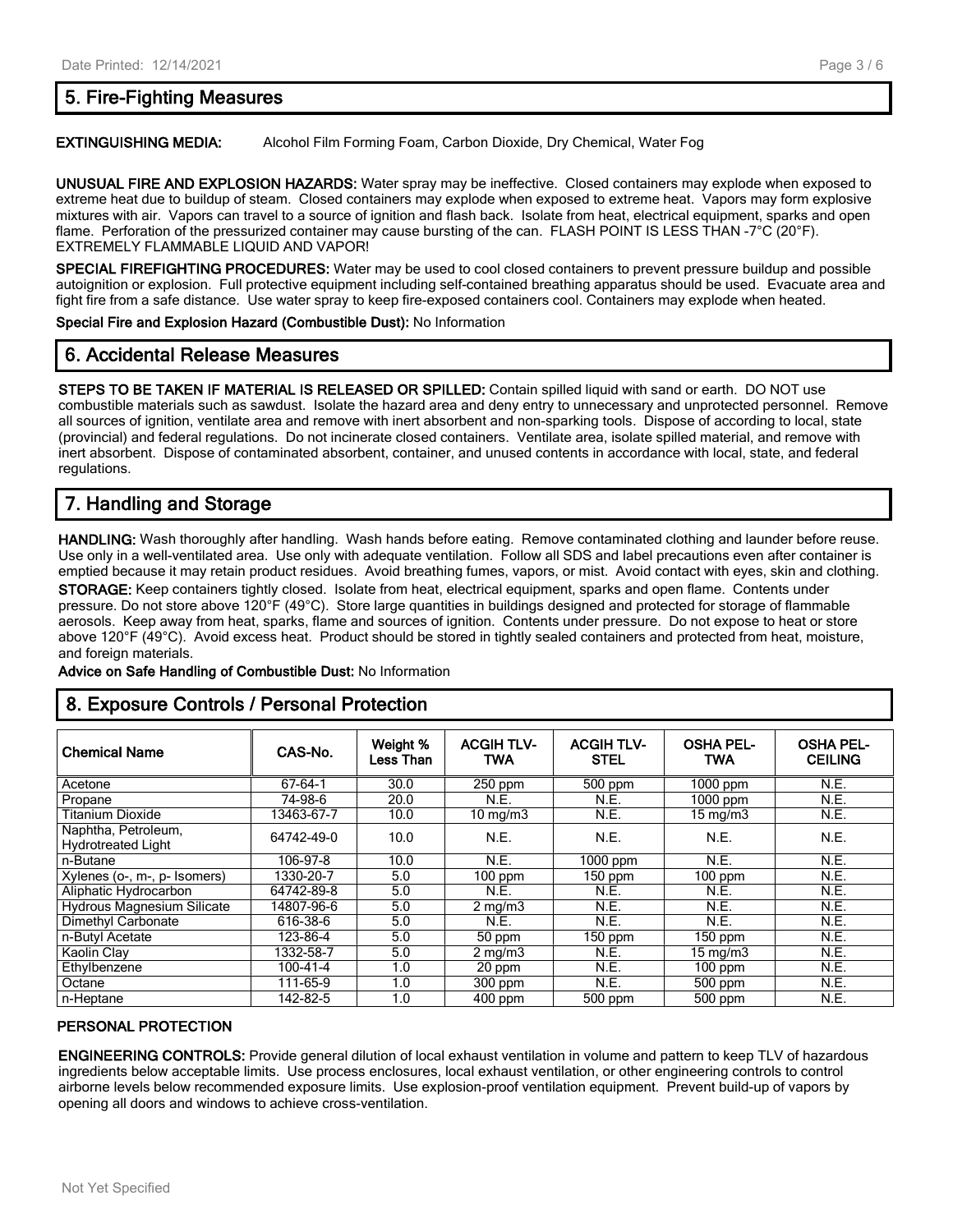## 5. Fire-Fighting Measures

**EXTINGUISHING MEDIA:** Alcohol Film Forming Foam, Carbon Dioxide, Dry Chemical, Water Fog

**UNUSUAL FIRE AND EXPLOSION HAZARDS:** Water spray may be ineffective. Closed containers may explode when exposed to extreme heat due to buildup of steam. Closed containers may explode when exposed to extreme heat. Vapors may form explosive mixtures with air. Vapors can travel to a source of ignition and flash back. Isolate from heat, electrical equipment, sparks and open flame. Perforation of the pressurized container may cause bursting of the can. FLASH POINT IS LESS THAN -7°C (20°F). EXTREMELY FLAMMABLE LIQUID AND VAPOR!

**SPECIAL FIREFIGHTING PROCEDURES:** Water may be used to cool closed containers to prevent pressure buildup and possible autoignition or explosion. Full protective equipment including self-contained breathing apparatus should be used. Evacuate area and fight fire from a safe distance. Use water spray to keep fire-exposed containers cool. Containers may explode when heated.

**Special Fire and Explosion Hazard (Combustible Dust):** No Information

## 6. Accidental Release Measures

**STEPS TO BE TAKEN IF MATERIAL IS RELEASED OR SPILLED:** Contain spilled liquid with sand or earth. DO NOT use combustible materials such as sawdust. Isolate the hazard area and deny entry to unnecessary and unprotected personnel. Remove all sources of ignition, ventilate area and remove with inert absorbent and non-sparking tools. Dispose of according to local, state (provincial) and federal regulations. Do not incinerate closed containers. Ventilate area, isolate spilled material, and remove with inert absorbent. Dispose of contaminated absorbent, container, and unused contents in accordance with local, state, and federal regulations.

## 7. Handling and Storage

**HANDLING:** Wash thoroughly after handling. Wash hands before eating. Remove contaminated clothing and launder before reuse. Use only in a well-ventilated area. Use only with adequate ventilation. Follow all SDS and label precautions even after container is emptied because it may retain product residues. Avoid breathing fumes, vapors, or mist. Avoid contact with eyes, skin and clothing.

**STORAGE:** Keep containers tightly closed. Isolate from heat, electrical equipment, sparks and open flame. Contents under pressure. Do not store above 120°F (49°C). Store large quantities in buildings designed and protected for storage of flammable aerosols. Keep away from heat, sparks, flame and sources of ignition. Contents under pressure. Do not expose to heat or store above 120°F (49°C). Avoid excess heat. Product should be stored in tightly sealed containers and protected from heat, moisture, and foreign materials.

**Advice on Safe Handling of Combustible Dust:** No Information

## 8. Exposure Controls / Personal Protection

| Chemical Name | CAS-No. | Weight % Less Than | ACGIH TLV-TWA | ACGIH TLV-STEL | OSHA PEL-TWA | OSHA PEL-CEILING |
|---|---|---|---|---|---|---|
| Acetone | 67-64-1 | 30.0 | 250 ppm | 500 ppm | 1000 ppm | N.E. |
| Propane | 74-98-6 | 20.0 | N.E. | N.E. | 1000 ppm | N.E. |
| Titanium Dioxide | 13463-67-7 | 10.0 | 10 mg/m3 | N.E. | 15 mg/m3 | N.E. |
| Naphtha, Petroleum, Hydrotreated Light | 64742-49-0 | 10.0 | N.E. | N.E. | N.E. | N.E. |
| n-Butane | 106-97-8 | 10.0 | N.E. | 1000 ppm | N.E. | N.E. |
| Xylenes (o-, m-, p- Isomers) | 1330-20-7 | 5.0 | 100 ppm | 150 ppm | 100 ppm | N.E. |
| Aliphatic Hydrocarbon | 64742-89-8 | 5.0 | N.E. | N.E. | N.E. | N.E. |
| Hydrous Magnesium Silicate | 14807-96-6 | 5.0 | 2 mg/m3 | N.E. | N.E. | N.E. |
| Dimethyl Carbonate | 616-38-6 | 5.0 | N.E. | N.E. | N.E. | N.E. |
| n-Butyl Acetate | 123-86-4 | 5.0 | 50 ppm | 150 ppm | 150 ppm | N.E. |
| Kaolin Clay | 1332-58-7 | 5.0 | 2 mg/m3 | N.E. | 15 mg/m3 | N.E. |
| Ethylbenzene | 100-41-4 | 1.0 | 20 ppm | N.E. | 100 ppm | N.E. |
| Octane | 111-65-9 | 1.0 | 300 ppm | N.E. | 500 ppm | N.E. |
| n-Heptane | 142-82-5 | 1.0 | 400 ppm | 500 ppm | 500 ppm | N.E. |

**PERSONAL PROTECTION**

**ENGINEERING CONTROLS:** Provide general dilution of local exhaust ventilation in volume and pattern to keep TLV of hazardous ingredients below acceptable limits. Use process enclosures, local exhaust ventilation, or other engineering controls to control airborne levels below recommended exposure limits. Use explosion-proof ventilation equipment. Prevent build-up of vapors by opening all doors and windows to achieve cross-ventilation.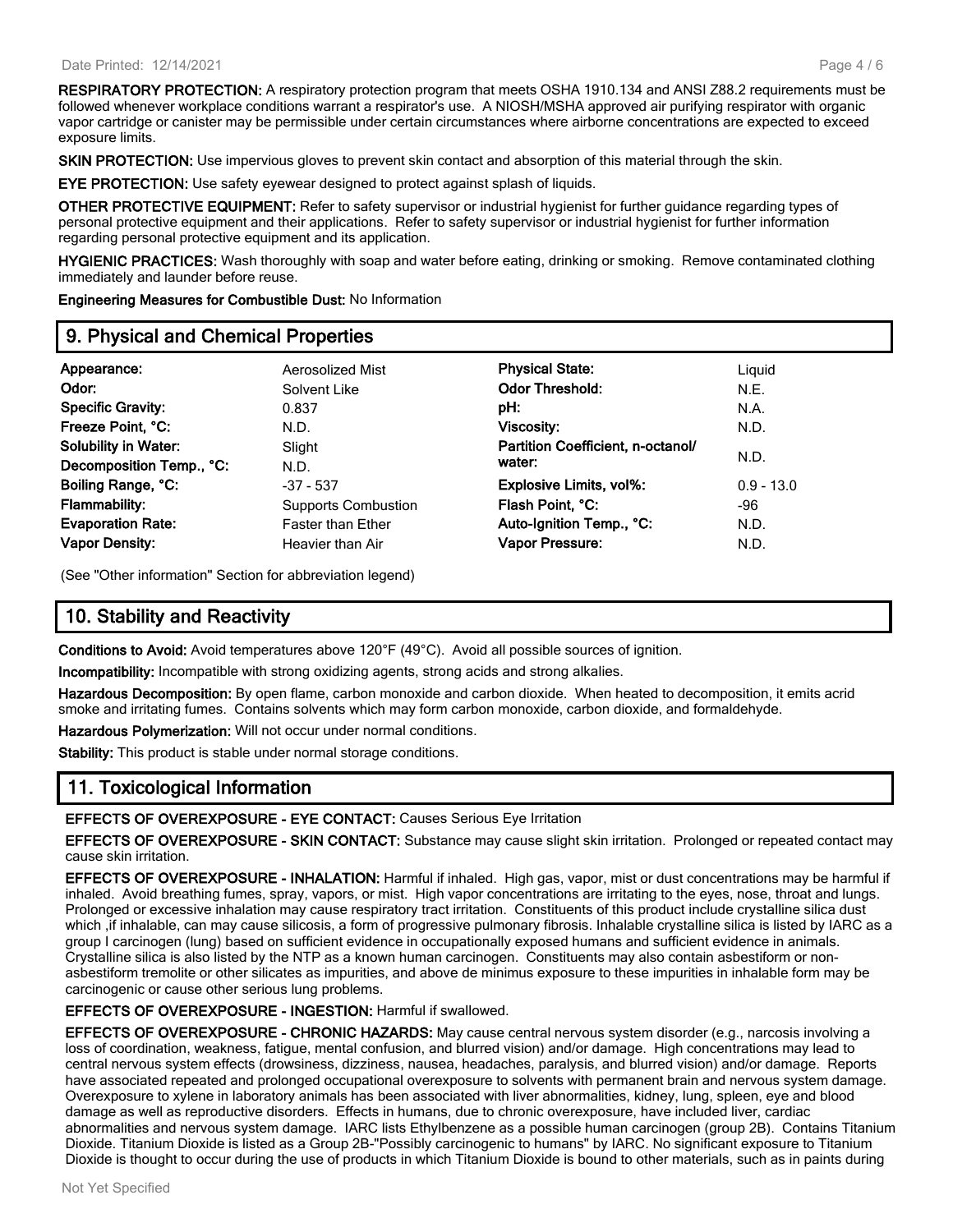**RESPIRATORY PROTECTION:** A respiratory protection program that meets OSHA 1910.134 and ANSI Z88.2 requirements must be followed whenever workplace conditions warrant a respirator's use. A NIOSH/MSHA approved air purifying respirator with organic vapor cartridge or canister may be permissible under certain circumstances where airborne concentrations are expected to exceed exposure limits.

**SKIN PROTECTION:** Use impervious gloves to prevent skin contact and absorption of this material through the skin.

**EYE PROTECTION:** Use safety eyewear designed to protect against splash of liquids.

**OTHER PROTECTIVE EQUIPMENT:** Refer to safety supervisor or industrial hygienist for further guidance regarding types of personal protective equipment and their applications. Refer to safety supervisor or industrial hygienist for further information regarding personal protective equipment and its application.

**HYGIENIC PRACTICES:** Wash thoroughly with soap and water before eating, drinking or smoking. Remove contaminated clothing immediately and launder before reuse.

**Engineering Measures for Combustible Dust:** No Information

## 9. Physical and Chemical Properties

| | | | |
|---|---|---|---|
| **Appearance:** | Aerosolized Mist | **Physical State:** | Liquid |
| **Odor:** | Solvent Like | **Odor Threshold:** | N.E. |
| **Specific Gravity:** | 0.837 | **pH:** | N.A. |
| **Freeze Point, °C:** | N.D. | **Viscosity:** | N.D. |
| **Solubility in Water:** | Slight | **Partition Coefficient, n-octanol/ water:** | N.D. |
| **Decomposition Temp., °C:** | N.D. | | |
| **Boiling Range, °C:** | -37 - 537 | **Explosive Limits, vol%:** | 0.9 - 13.0 |
| **Flammability:** | Supports Combustion | **Flash Point, °C:** | -96 |
| **Evaporation Rate:** | Faster than Ether | **Auto-Ignition Temp., °C:** | N.D. |
| **Vapor Density:** | Heavier than Air | **Vapor Pressure:** | N.D. |

(See "Other information" Section for abbreviation legend)

## 10. Stability and Reactivity

**Conditions to Avoid:** Avoid temperatures above 120°F (49°C). Avoid all possible sources of ignition.

**Incompatibility:** Incompatible with strong oxidizing agents, strong acids and strong alkalies.

**Hazardous Decomposition:** By open flame, carbon monoxide and carbon dioxide. When heated to decomposition, it emits acrid smoke and irritating fumes. Contains solvents which may form carbon monoxide, carbon dioxide, and formaldehyde.

**Hazardous Polymerization:** Will not occur under normal conditions.

**Stability:** This product is stable under normal storage conditions.

## 11. Toxicological Information

**EFFECTS OF OVEREXPOSURE - EYE CONTACT:** Causes Serious Eye Irritation

**EFFECTS OF OVEREXPOSURE - SKIN CONTACT:** Substance may cause slight skin irritation. Prolonged or repeated contact may cause skin irritation.

**EFFECTS OF OVEREXPOSURE - INHALATION:** Harmful if inhaled. High gas, vapor, mist or dust concentrations may be harmful if inhaled. Avoid breathing fumes, spray, vapors, or mist. High vapor concentrations are irritating to the eyes, nose, throat and lungs. Prolonged or excessive inhalation may cause respiratory tract irritation. Constituents of this product include crystalline silica dust which ,if inhalable, can may cause silicosis, a form of progressive pulmonary fibrosis. Inhalable crystalline silica is listed by IARC as a group I carcinogen (lung) based on sufficient evidence in occupationally exposed humans and sufficient evidence in animals. Crystalline silica is also listed by the NTP as a known human carcinogen. Constituents may also contain asbestiform or non-asbestiform tremolite or other silicates as impurities, and above de minimus exposure to these impurities in inhalable form may be carcinogenic or cause other serious lung problems.

**EFFECTS OF OVEREXPOSURE - INGESTION:** Harmful if swallowed.

**EFFECTS OF OVEREXPOSURE - CHRONIC HAZARDS:** May cause central nervous system disorder (e.g., narcosis involving a loss of coordination, weakness, fatigue, mental confusion, and blurred vision) and/or damage. High concentrations may lead to central nervous system effects (drowsiness, dizziness, nausea, headaches, paralysis, and blurred vision) and/or damage. Reports have associated repeated and prolonged occupational overexposure to solvents with permanent brain and nervous system damage. Overexposure to xylene in laboratory animals has been associated with liver abnormalities, kidney, lung, spleen, eye and blood damage as well as reproductive disorders. Effects in humans, due to chronic overexposure, have included liver, cardiac abnormalities and nervous system damage. IARC lists Ethylbenzene as a possible human carcinogen (group 2B). Contains Titanium Dioxide. Titanium Dioxide is listed as a Group 2B-"Possibly carcinogenic to humans" by IARC. No significant exposure to Titanium Dioxide is thought to occur during the use of products in which Titanium Dioxide is bound to other materials, such as in paints during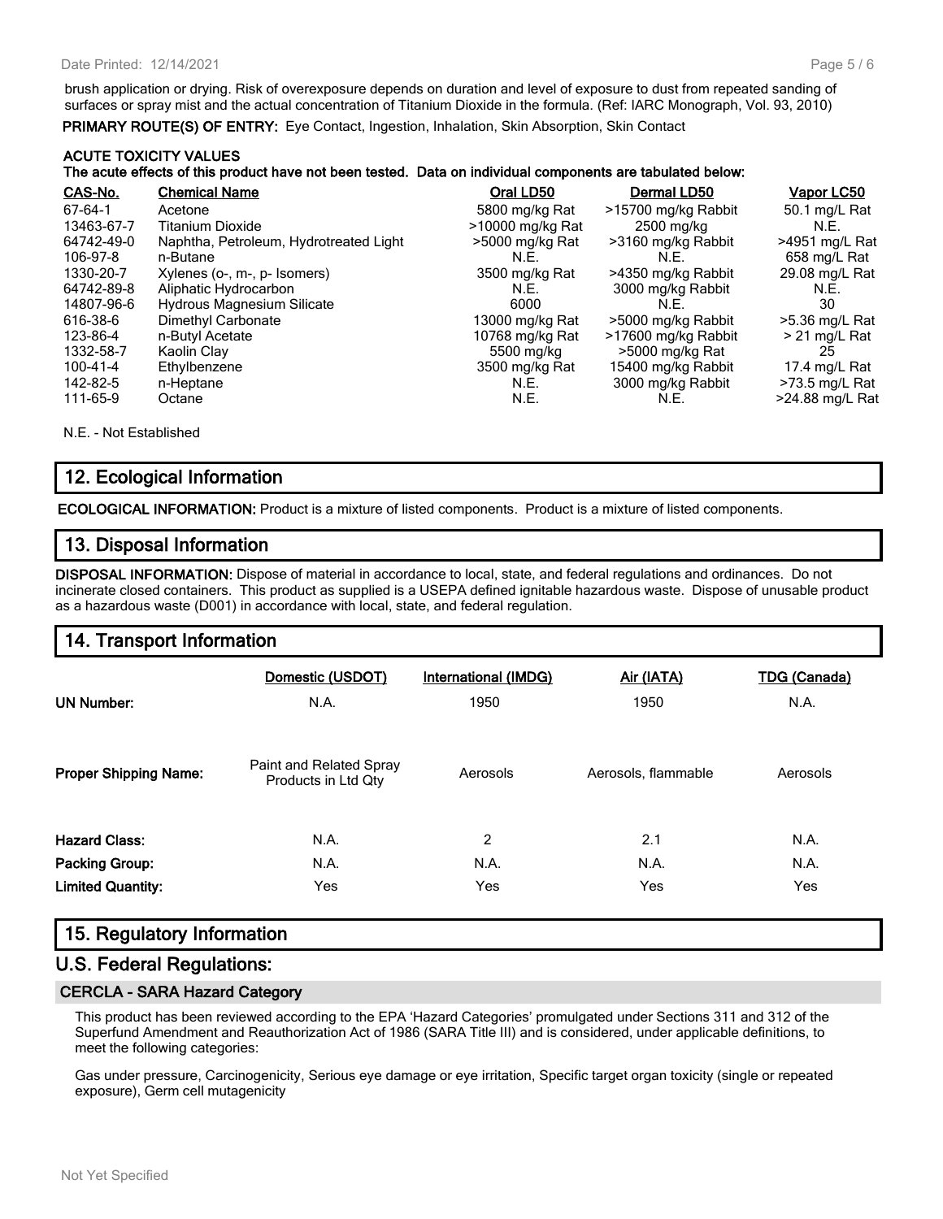brush application or drying. Risk of overexposure depends on duration and level of exposure to dust from repeated sanding of surfaces or spray mist and the actual concentration of Titanium Dioxide in the formula. (Ref: IARC Monograph, Vol. 93, 2010)

**PRIMARY ROUTE(S) OF ENTRY:** Eye Contact, Ingestion, Inhalation, Skin Absorption, Skin Contact

**ACUTE TOXICITY VALUES**
**The acute effects of this product have not been tested. Data on individual components are tabulated below:**

| CAS-No. | Chemical Name | Oral LD50 | Dermal LD50 | Vapor LC50 |
|---|---|---|---|---|
| 67-64-1 | Acetone | 5800 mg/kg Rat | >15700 mg/kg Rabbit | 50.1 mg/L Rat |
| 13463-67-7 | Titanium Dioxide | >10000 mg/kg Rat | 2500 mg/kg | N.E. |
| 64742-49-0 | Naphtha, Petroleum, Hydrotreated Light | >5000 mg/kg Rat | >3160 mg/kg Rabbit | >4951 mg/L Rat |
| 106-97-8 | n-Butane | N.E. | N.E. | 658 mg/L Rat |
| 1330-20-7 | Xylenes (o-, m-, p- Isomers) | 3500 mg/kg Rat | >4350 mg/kg Rabbit | 29.08 mg/L Rat |
| 64742-89-8 | Aliphatic Hydrocarbon | N.E. | 3000 mg/kg Rabbit | N.E. |
| 14807-96-6 | Hydrous Magnesium Silicate | 6000 | N.E. | 30 |
| 616-38-6 | Dimethyl Carbonate | 13000 mg/kg Rat | >5000 mg/kg Rabbit | >5.36 mg/L Rat |
| 123-86-4 | n-Butyl Acetate | 10768 mg/kg Rat | >17600 mg/kg Rabbit | > 21 mg/L Rat |
| 1332-58-7 | Kaolin Clay | 5500 mg/kg | >5000 mg/kg Rat | 25 |
| 100-41-4 | Ethylbenzene | 3500 mg/kg Rat | 15400 mg/kg Rabbit | 17.4 mg/L Rat |
| 142-82-5 | n-Heptane | N.E. | 3000 mg/kg Rabbit | >73.5 mg/L Rat |
| 111-65-9 | Octane | N.E. | N.E. | >24.88 mg/L Rat |

N.E. - Not Established

## 12. Ecological Information

**ECOLOGICAL INFORMATION:** Product is a mixture of listed components. Product is a mixture of listed components.

## 13. Disposal Information

**DISPOSAL INFORMATION:** Dispose of material in accordance to local, state, and federal regulations and ordinances. Do not incinerate closed containers. This product as supplied is a USEPA defined ignitable hazardous waste. Dispose of unusable product as a hazardous waste (D001) in accordance with local, state, and federal regulation.

## 14. Transport Information

| | Domestic (USDOT) | International (IMDG) | Air (IATA) | TDG (Canada) |
|---|---|---|---|---|
| **UN Number:** | N.A. | 1950 | 1950 | N.A. |
| **Proper Shipping Name:** | Paint and Related Spray Products in Ltd Qty | Aerosols | Aerosols, flammable | Aerosols |
| **Hazard Class:** | N.A. | 2 | 2.1 | N.A. |
| **Packing Group:** | N.A. | N.A. | N.A. | N.A. |
| **Limited Quantity:** | Yes | Yes | Yes | Yes |

## 15. Regulatory Information

## U.S. Federal Regulations:

### CERCLA - SARA Hazard Category

This product has been reviewed according to the EPA 'Hazard Categories' promulgated under Sections 311 and 312 of the Superfund Amendment and Reauthorization Act of 1986 (SARA Title III) and is considered, under applicable definitions, to meet the following categories:

Gas under pressure, Carcinogenicity, Serious eye damage or eye irritation, Specific target organ toxicity (single or repeated exposure), Germ cell mutagenicity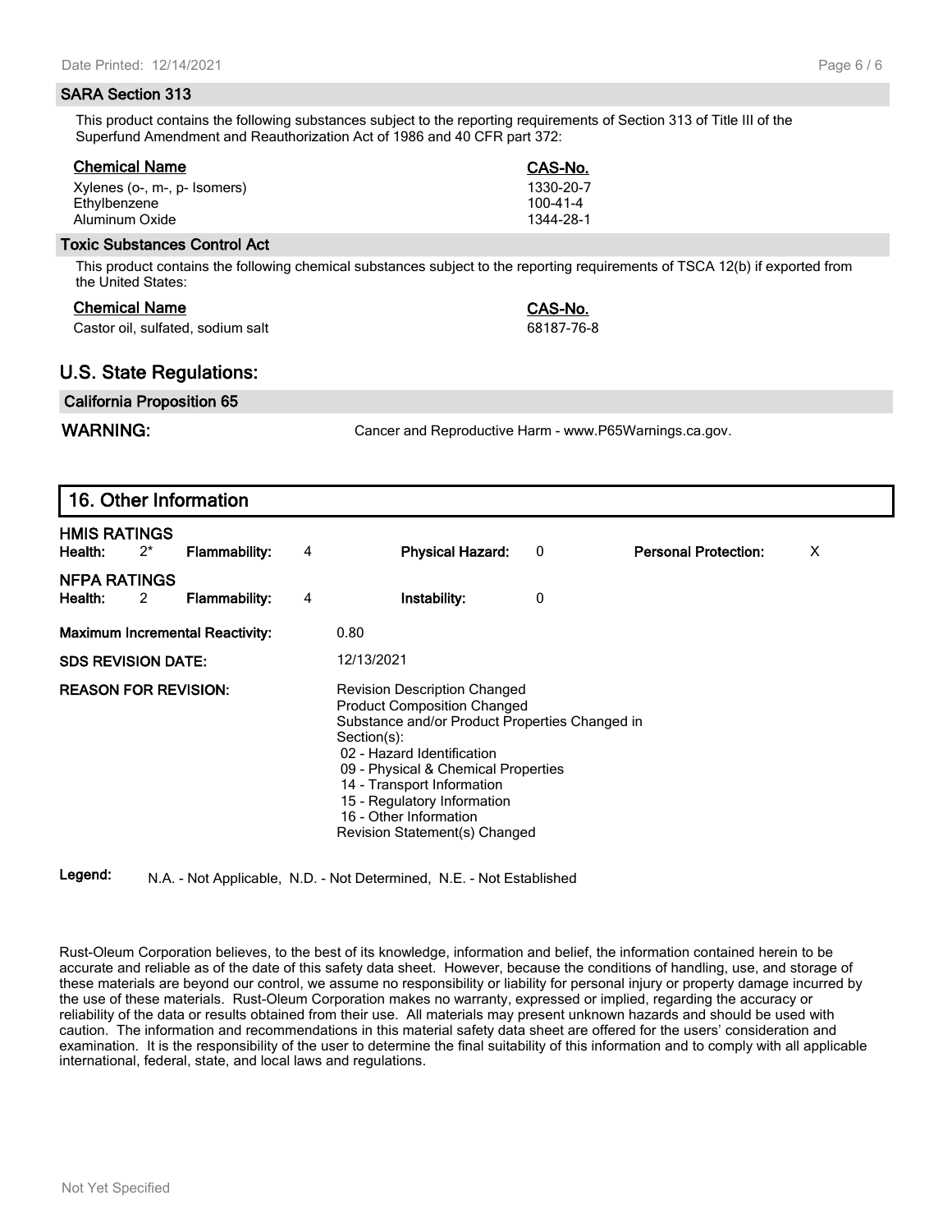### SARA Section 313

This product contains the following substances subject to the reporting requirements of Section 313 of Title III of the Superfund Amendment and Reauthorization Act of 1986 and 40 CFR part 372:

| Chemical Name | CAS-No. |
|---|---|
| Xylenes (o-, m-, p- Isomers) | 1330-20-7 |
| Ethylbenzene | 100-41-4 |
| Aluminum Oxide | 1344-28-1 |

### Toxic Substances Control Act

This product contains the following chemical substances subject to the reporting requirements of TSCA 12(b) if exported from the United States:

| Chemical Name | CAS-No. |
|---|---|
| Castor oil, sulfated, sodium salt | 68187-76-8 |

## U.S. State Regulations:

### California Proposition 65

**WARNING:** Cancer and Reproductive Harm - www.P65Warnings.ca.gov.

## 16. Other Information

**HMIS RATINGS**

| | | | | | | | |
|---|---|---|---|---|---|---|---|
| **Health:** | 2* | **Flammability:** | 4 | **Physical Hazard:** | 0 | **Personal Protection:** | X |

**NFPA RATINGS**

| | | | | | |
|---|---|---|---|---|---|
| **Health:** | 2 | **Flammability:** | 4 | **Instability:** | 0 |

**Maximum Incremental Reactivity:** 0.80

**SDS REVISION DATE:** 12/13/2021

**REASON FOR REVISION:**
Revision Description Changed
Product Composition Changed
Substance and/or Product Properties Changed in Section(s):
- 02 - Hazard Identification
- 09 - Physical & Chemical Properties
- 14 - Transport Information
- 15 - Regulatory Information
- 16 - Other Information

Revision Statement(s) Changed

**Legend:** N.A. - Not Applicable, N.D. - Not Determined, N.E. - Not Established

Rust-Oleum Corporation believes, to the best of its knowledge, information and belief, the information contained herein to be accurate and reliable as of the date of this safety data sheet. However, because the conditions of handling, use, and storage of these materials are beyond our control, we assume no responsibility or liability for personal injury or property damage incurred by the use of these materials. Rust-Oleum Corporation makes no warranty, expressed or implied, regarding the accuracy or reliability of the data or results obtained from their use. All materials may present unknown hazards and should be used with caution. The information and recommendations in this material safety data sheet are offered for the users' consideration and examination. It is the responsibility of the user to determine the final suitability of this information and to comply with all applicable international, federal, state, and local laws and regulations.